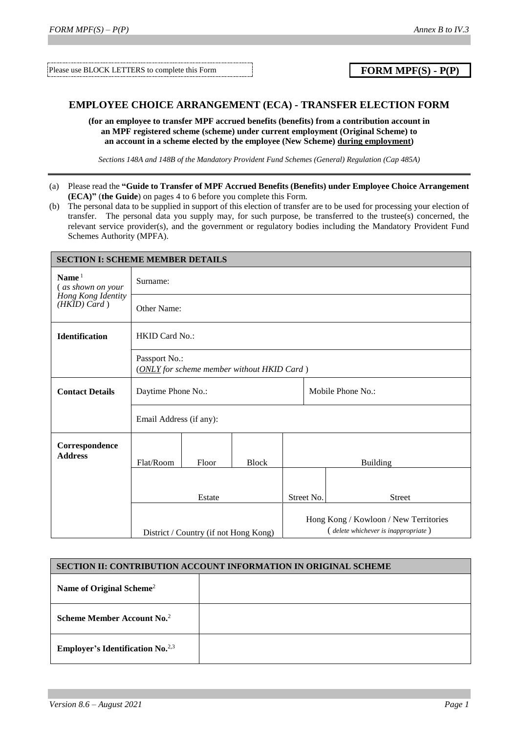Please use BLOCK LETTERS to complete this Form

**FORM MPF(S) - P(P)**

## EMPLOYEE CHOICE ARRANGEMENT (ECA) - TRANSFER ELECTION FORM

**(for an employee to transfer MPF accrued benefits (benefits) from a contribution account in an MPF registered scheme (scheme) under current employment (Original Scheme) to an account in a scheme elected by the employee (New Scheme) during employment)**

*Sections 148A and 148B of the Mandatory Provident Fund Schemes (General) Regulation (Cap 485A)*

(a) Please read the **"Guide to Transfer of MPF Accrued Benefits (Benefits) under Employee Choice Arrangement (ECA)"** (**the Guide**) on pages 4 to 6 before you complete this Form.

(b) The personal data to be supplied in support of this election of transfer are to be used for processing your election of transfer. The personal data you supply may, for such purpose, be transferred to the trustee(s) concerned, the relevant service provider(s), and the government or regulatory bodies including the Mandatory Provident Fund Schemes Authority (MPFA).

| **SECTION I: SCHEME MEMBER DETAILS** | | | | | |
|---|---|---|---|---|---|
| **Name** [1] ( *as shown on your Hong Kong Identity (HKID) Card* ) | Surname: | | | | |
| | Other Name: | | | | |
| **Identification** | HKID Card No.: | | | | |
| | Passport No.: (*ONLY for scheme member without HKID Card*) | | | | |
| **Contact Details** | Daytime Phone No.: | | | Mobile Phone No.: | |
| | Email Address (if any): | | | | |
| **Correspondence Address** | Flat/Room | Floor | Block | Building | |
| | Estate | | | Street No. | Street |
| | District / Country (if not Hong Kong) | | | Hong Kong / Kowloon / New Territories ( *delete whichever is inappropriate* ) | |

| **SECTION II: CONTRIBUTION ACCOUNT INFORMATION IN ORIGINAL SCHEME** | |
|---|---|
| **Name of Original Scheme**[2] | |
| **Scheme Member Account No.**[2] | |
| **Employer's Identification No.**[2,3] | |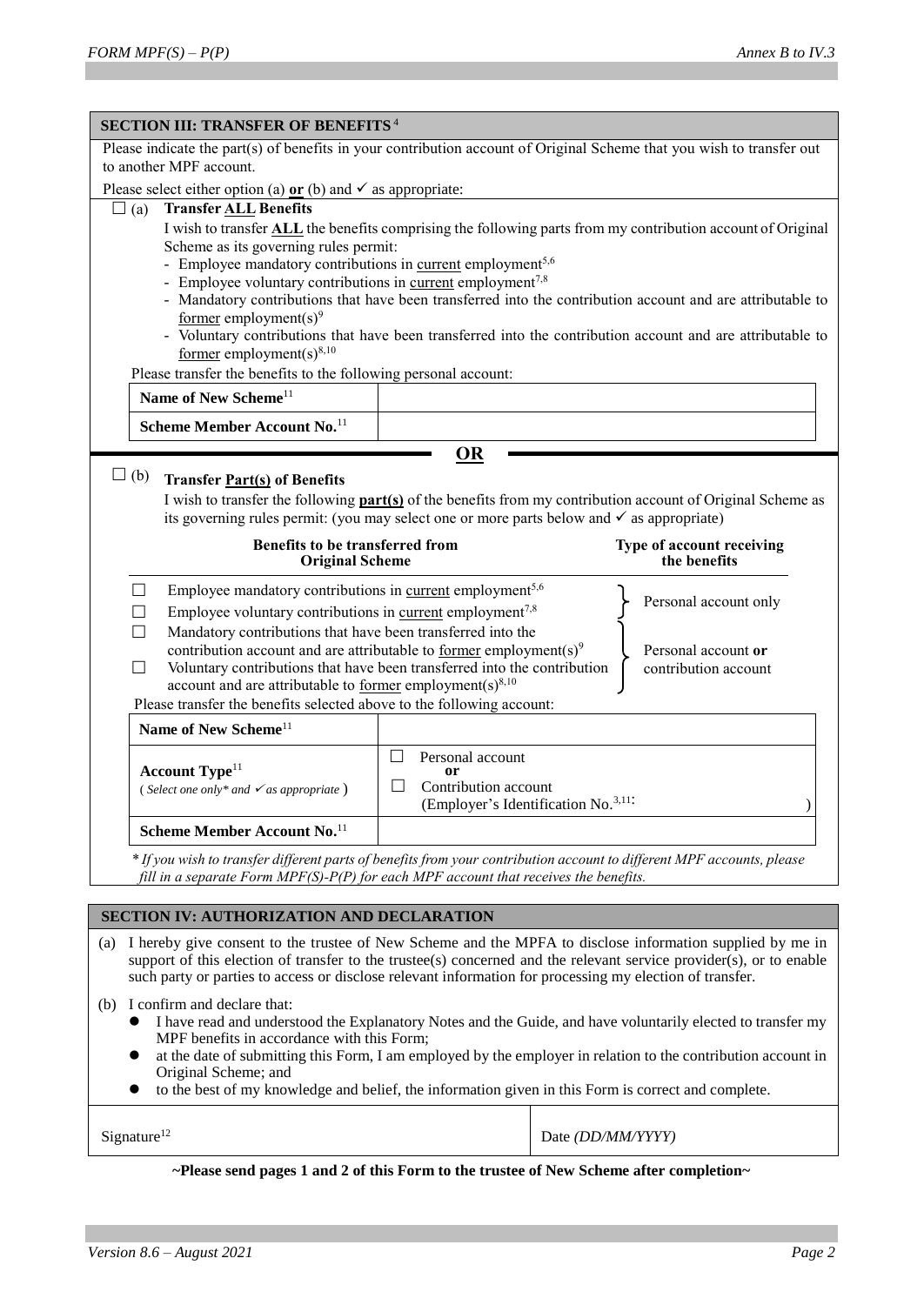## SECTION III: TRANSFER OF BENEFITS[4]

Please indicate the part(s) of benefits in your contribution account of Original Scheme that you wish to transfer out to another MPF account.

Please select either option (a) **or** (b) and ✓ as appropriate:

☐ (a) **Transfer ALL Benefits**

I wish to transfer **ALL** the benefits comprising the following parts from my contribution account of Original Scheme as its governing rules permit:

- Employee mandatory contributions in current employment[5,6]
- Employee voluntary contributions in current employment[7,8]
- Mandatory contributions that have been transferred into the contribution account and are attributable to former employment(s)[9]
- Voluntary contributions that have been transferred into the contribution account and are attributable to former employment(s)[8,10]

Please transfer the benefits to the following personal account:

| | |
|---|---|
| **Name of New Scheme**[11] | |
| **Scheme Member Account No.**[11] | |

**OR**

☐ (b) **Transfer Part(s) of Benefits**

I wish to transfer the following **part(s)** of the benefits from my contribution account of Original Scheme as its governing rules permit: (you may select one or more parts below and ✓ as appropriate)

| Benefits to be transferred from Original Scheme | Type of account receiving the benefits |
|---|---|
| ☐ Employee mandatory contributions in current employment[5,6] | Personal account only |
| ☐ Employee voluntary contributions in current employment[7,8] | Personal account only |
| ☐ Mandatory contributions that have been transferred into the contribution account and are attributable to former employment(s)[9] | Personal account **or** contribution account |
| ☐ Voluntary contributions that have been transferred into the contribution account and are attributable to former employment(s)[8,10] | Personal account **or** contribution account |

Please transfer the benefits selected above to the following account:

| | |
|---|---|
| **Name of New Scheme**[11] | |
| **Account Type**[11] (*Select one only\* and ✓ as appropriate*) | ☐ Personal account **or** ☐ Contribution account (Employer's Identification No.[3,11]: ) |
| **Scheme Member Account No.**[11] | |

*\* If you wish to transfer different parts of benefits from your contribution account to different MPF accounts, please fill in a separate Form MPF(S)-P(P) for each MPF account that receives the benefits.*

## SECTION IV: AUTHORIZATION AND DECLARATION

(a) I hereby give consent to the trustee of New Scheme and the MPFA to disclose information supplied by me in support of this election of transfer to the trustee(s) concerned and the relevant service provider(s), or to enable such party or parties to access or disclose relevant information for processing my election of transfer.

(b) I confirm and declare that:

- I have read and understood the Explanatory Notes and the Guide, and have voluntarily elected to transfer my MPF benefits in accordance with this Form;
- at the date of submitting this Form, I am employed by the employer in relation to the contribution account in Original Scheme; and
- to the best of my knowledge and belief, the information given in this Form is correct and complete.

| Signature[12] | Date *(DD/MM/YYYY)* |
|---|---|
| | |

**~Please send pages 1 and 2 of this Form to the trustee of New Scheme after completion~**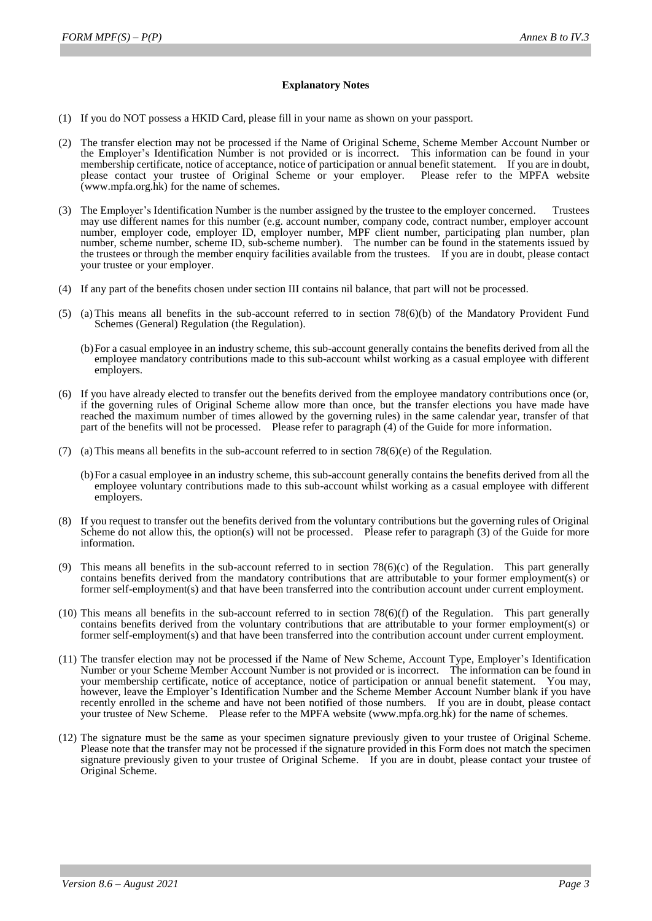**Explanatory Notes**

(1) If you do NOT possess a HKID Card, please fill in your name as shown on your passport.

(2) The transfer election may not be processed if the Name of Original Scheme, Scheme Member Account Number or the Employer's Identification Number is not provided or is incorrect. This information can be found in your membership certificate, notice of acceptance, notice of participation or annual benefit statement. If you are in doubt, please contact your trustee of Original Scheme or your employer. Please refer to the MPFA website (www.mpfa.org.hk) for the name of schemes.

(3) The Employer's Identification Number is the number assigned by the trustee to the employer concerned. Trustees may use different names for this number (e.g. account number, company code, contract number, employer account number, employer code, employer ID, employer number, MPF client number, participating plan number, plan number, scheme number, scheme ID, sub-scheme number). The number can be found in the statements issued by the trustees or through the member enquiry facilities available from the trustees. If you are in doubt, please contact your trustee or your employer.

(4) If any part of the benefits chosen under section III contains nil balance, that part will not be processed.

(5) (a) This means all benefits in the sub-account referred to in section 78(6)(b) of the Mandatory Provident Fund Schemes (General) Regulation (the Regulation).

(b) For a casual employee in an industry scheme, this sub-account generally contains the benefits derived from all the employee mandatory contributions made to this sub-account whilst working as a casual employee with different employers.

(6) If you have already elected to transfer out the benefits derived from the employee mandatory contributions once (or, if the governing rules of Original Scheme allow more than once, but the transfer elections you have made have reached the maximum number of times allowed by the governing rules) in the same calendar year, transfer of that part of the benefits will not be processed. Please refer to paragraph (4) of the Guide for more information.

(7) (a) This means all benefits in the sub-account referred to in section 78(6)(e) of the Regulation.

(b) For a casual employee in an industry scheme, this sub-account generally contains the benefits derived from all the employee voluntary contributions made to this sub-account whilst working as a casual employee with different employers.

(8) If you request to transfer out the benefits derived from the voluntary contributions but the governing rules of Original Scheme do not allow this, the option(s) will not be processed. Please refer to paragraph (3) of the Guide for more information.

(9) This means all benefits in the sub-account referred to in section 78(6)(c) of the Regulation. This part generally contains benefits derived from the mandatory contributions that are attributable to your former employment(s) or former self-employment(s) and that have been transferred into the contribution account under current employment.

(10) This means all benefits in the sub-account referred to in section 78(6)(f) of the Regulation. This part generally contains benefits derived from the voluntary contributions that are attributable to your former employment(s) or former self-employment(s) and that have been transferred into the contribution account under current employment.

(11) The transfer election may not be processed if the Name of New Scheme, Account Type, Employer's Identification Number or your Scheme Member Account Number is not provided or is incorrect. The information can be found in your membership certificate, notice of acceptance, notice of participation or annual benefit statement. You may, however, leave the Employer's Identification Number and the Scheme Member Account Number blank if you have recently enrolled in the scheme and have not been notified of those numbers. If you are in doubt, please contact your trustee of New Scheme. Please refer to the MPFA website (www.mpfa.org.hk) for the name of schemes.

(12) The signature must be the same as your specimen signature previously given to your trustee of Original Scheme. Please note that the transfer may not be processed if the signature provided in this Form does not match the specimen signature previously given to your trustee of Original Scheme. If you are in doubt, please contact your trustee of Original Scheme.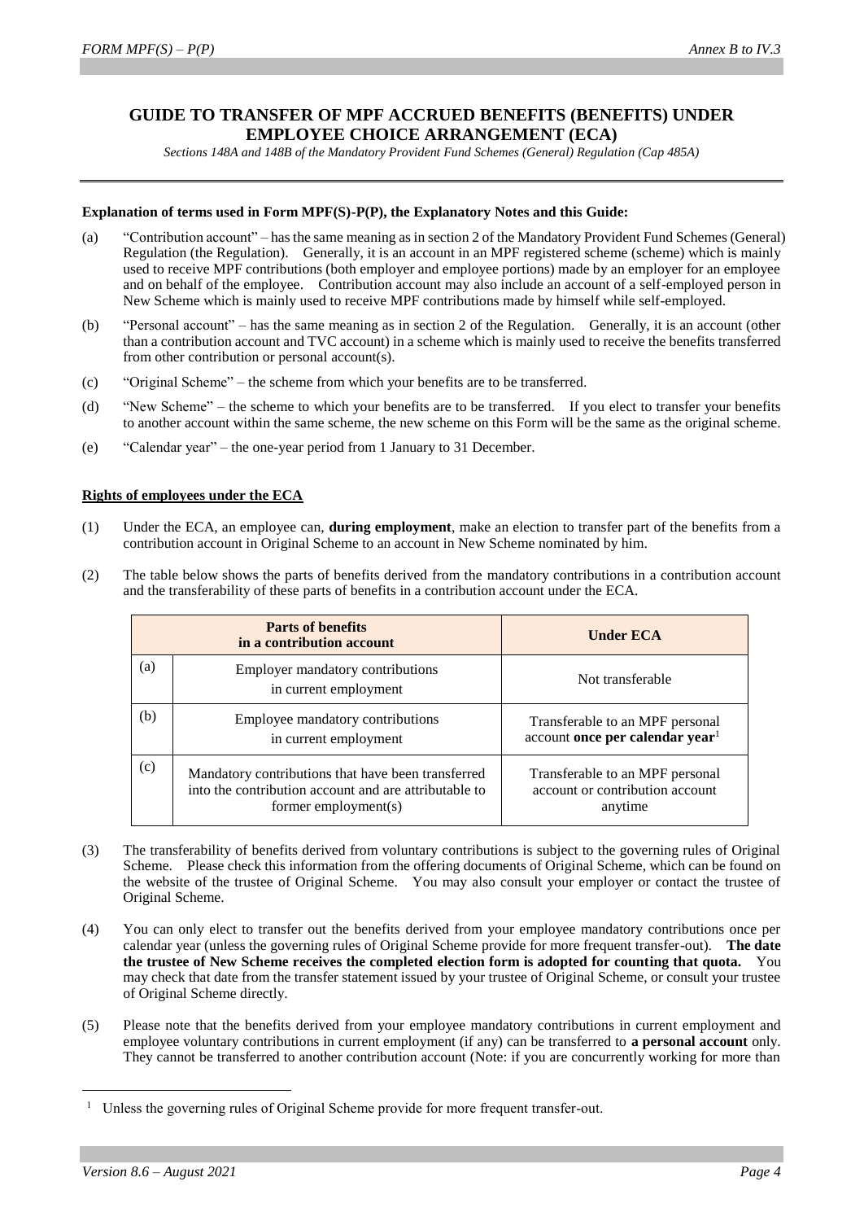## GUIDE TO TRANSFER OF MPF ACCRUED BENEFITS (BENEFITS) UNDER EMPLOYEE CHOICE ARRANGEMENT (ECA)

*Sections 148A and 148B of the Mandatory Provident Fund Schemes (General) Regulation (Cap 485A)*

**Explanation of terms used in Form MPF(S)-P(P), the Explanatory Notes and this Guide:**

(a) "Contribution account" – has the same meaning as in section 2 of the Mandatory Provident Fund Schemes (General) Regulation (the Regulation). Generally, it is an account in an MPF registered scheme (scheme) which is mainly used to receive MPF contributions (both employer and employee portions) made by an employer for an employee and on behalf of the employee. Contribution account may also include an account of a self-employed person in New Scheme which is mainly used to receive MPF contributions made by himself while self-employed.

(b) "Personal account" – has the same meaning as in section 2 of the Regulation. Generally, it is an account (other than a contribution account and TVC account) in a scheme which is mainly used to receive the benefits transferred from other contribution or personal account(s).

(c) "Original Scheme" – the scheme from which your benefits are to be transferred.

(d) "New Scheme" – the scheme to which your benefits are to be transferred. If you elect to transfer your benefits to another account within the same scheme, the new scheme on this Form will be the same as the original scheme.

(e) "Calendar year" – the one-year period from 1 January to 31 December.

**Rights of employees under the ECA**

(1) Under the ECA, an employee can, **during employment**, make an election to transfer part of the benefits from a contribution account in Original Scheme to an account in New Scheme nominated by him.

(2) The table below shows the parts of benefits derived from the mandatory contributions in a contribution account and the transferability of these parts of benefits in a contribution account under the ECA.

| | Parts of benefits in a contribution account | Under ECA |
|---|---|---|
| (a) | Employer mandatory contributions in current employment | Not transferable |
| (b) | Employee mandatory contributions in current employment | Transferable to an MPF personal account **once per calendar year**[1] |
| (c) | Mandatory contributions that have been transferred into the contribution account and are attributable to former employment(s) | Transferable to an MPF personal account or contribution account anytime |

(3) The transferability of benefits derived from voluntary contributions is subject to the governing rules of Original Scheme. Please check this information from the offering documents of Original Scheme, which can be found on the website of the trustee of Original Scheme. You may also consult your employer or contact the trustee of Original Scheme.

(4) You can only elect to transfer out the benefits derived from your employee mandatory contributions once per calendar year (unless the governing rules of Original Scheme provide for more frequent transfer-out). **The date the trustee of New Scheme receives the completed election form is adopted for counting that quota.** You may check that date from the transfer statement issued by your trustee of Original Scheme, or consult your trustee of Original Scheme directly.

(5) Please note that the benefits derived from your employee mandatory contributions in current employment and employee voluntary contributions in current employment (if any) can be transferred to **a personal account** only. They cannot be transferred to another contribution account (Note: if you are concurrently working for more than

---

[1] Unless the governing rules of Original Scheme provide for more frequent transfer-out.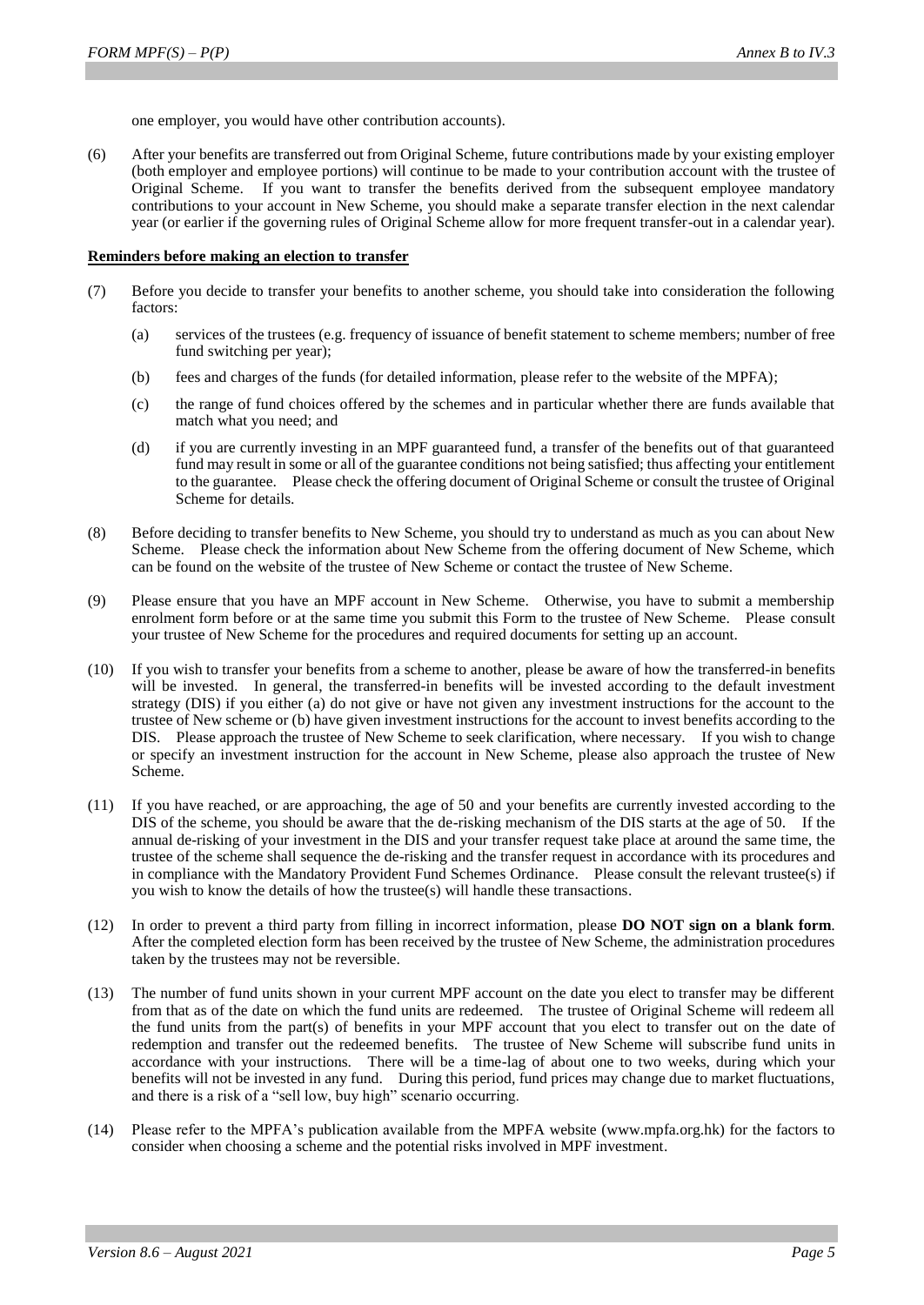one employer, you would have other contribution accounts).

(6) After your benefits are transferred out from Original Scheme, future contributions made by your existing employer (both employer and employee portions) will continue to be made to your contribution account with the trustee of Original Scheme. If you want to transfer the benefits derived from the subsequent employee mandatory contributions to your account in New Scheme, you should make a separate transfer election in the next calendar year (or earlier if the governing rules of Original Scheme allow for more frequent transfer-out in a calendar year).

**Reminders before making an election to transfer**

(7) Before you decide to transfer your benefits to another scheme, you should take into consideration the following factors:

(a) services of the trustees (e.g. frequency of issuance of benefit statement to scheme members; number of free fund switching per year);

(b) fees and charges of the funds (for detailed information, please refer to the website of the MPFA);

(c) the range of fund choices offered by the schemes and in particular whether there are funds available that match what you need; and

(d) if you are currently investing in an MPF guaranteed fund, a transfer of the benefits out of that guaranteed fund may result in some or all of the guarantee conditions not being satisfied; thus affecting your entitlement to the guarantee. Please check the offering document of Original Scheme or consult the trustee of Original Scheme for details.

(8) Before deciding to transfer benefits to New Scheme, you should try to understand as much as you can about New Scheme. Please check the information about New Scheme from the offering document of New Scheme, which can be found on the website of the trustee of New Scheme or contact the trustee of New Scheme.

(9) Please ensure that you have an MPF account in New Scheme. Otherwise, you have to submit a membership enrolment form before or at the same time you submit this Form to the trustee of New Scheme. Please consult your trustee of New Scheme for the procedures and required documents for setting up an account.

(10) If you wish to transfer your benefits from a scheme to another, please be aware of how the transferred-in benefits will be invested. In general, the transferred-in benefits will be invested according to the default investment strategy (DIS) if you either (a) do not give or have not given any investment instructions for the account to the trustee of New scheme or (b) have given investment instructions for the account to invest benefits according to the DIS. Please approach the trustee of New Scheme to seek clarification, where necessary. If you wish to change or specify an investment instruction for the account in New Scheme, please also approach the trustee of New Scheme.

(11) If you have reached, or are approaching, the age of 50 and your benefits are currently invested according to the DIS of the scheme, you should be aware that the de-risking mechanism of the DIS starts at the age of 50. If the annual de-risking of your investment in the DIS and your transfer request take place at around the same time, the trustee of the scheme shall sequence the de-risking and the transfer request in accordance with its procedures and in compliance with the Mandatory Provident Fund Schemes Ordinance. Please consult the relevant trustee(s) if you wish to know the details of how the trustee(s) will handle these transactions.

(12) In order to prevent a third party from filling in incorrect information, please **DO NOT sign on a blank form**. After the completed election form has been received by the trustee of New Scheme, the administration procedures taken by the trustees may not be reversible.

(13) The number of fund units shown in your current MPF account on the date you elect to transfer may be different from that as of the date on which the fund units are redeemed. The trustee of Original Scheme will redeem all the fund units from the part(s) of benefits in your MPF account that you elect to transfer out on the date of redemption and transfer out the redeemed benefits. The trustee of New Scheme will subscribe fund units in accordance with your instructions. There will be a time-lag of about one to two weeks, during which your benefits will not be invested in any fund. During this period, fund prices may change due to market fluctuations, and there is a risk of a "sell low, buy high" scenario occurring.

(14) Please refer to the MPFA's publication available from the MPFA website (www.mpfa.org.hk) for the factors to consider when choosing a scheme and the potential risks involved in MPF investment.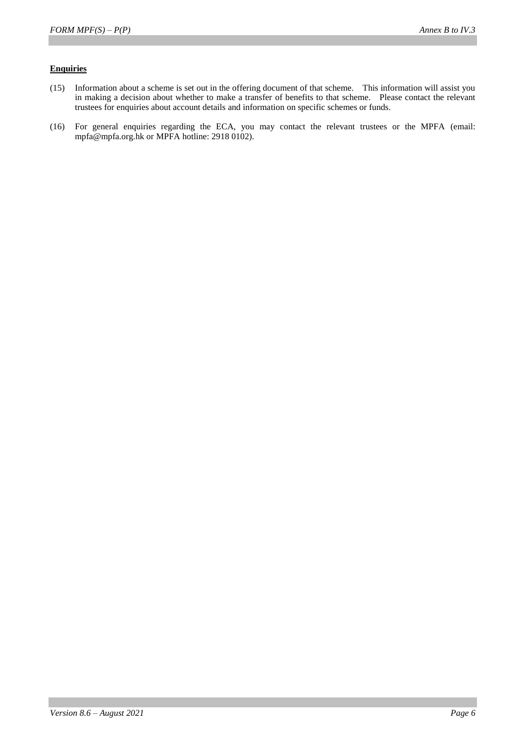**Enquiries**

(15) Information about a scheme is set out in the offering document of that scheme. This information will assist you in making a decision about whether to make a transfer of benefits to that scheme. Please contact the relevant trustees for enquiries about account details and information on specific schemes or funds.

(16) For general enquiries regarding the ECA, you may contact the relevant trustees or the MPFA (email: mpfa@mpfa.org.hk or MPFA hotline: 2918 0102).